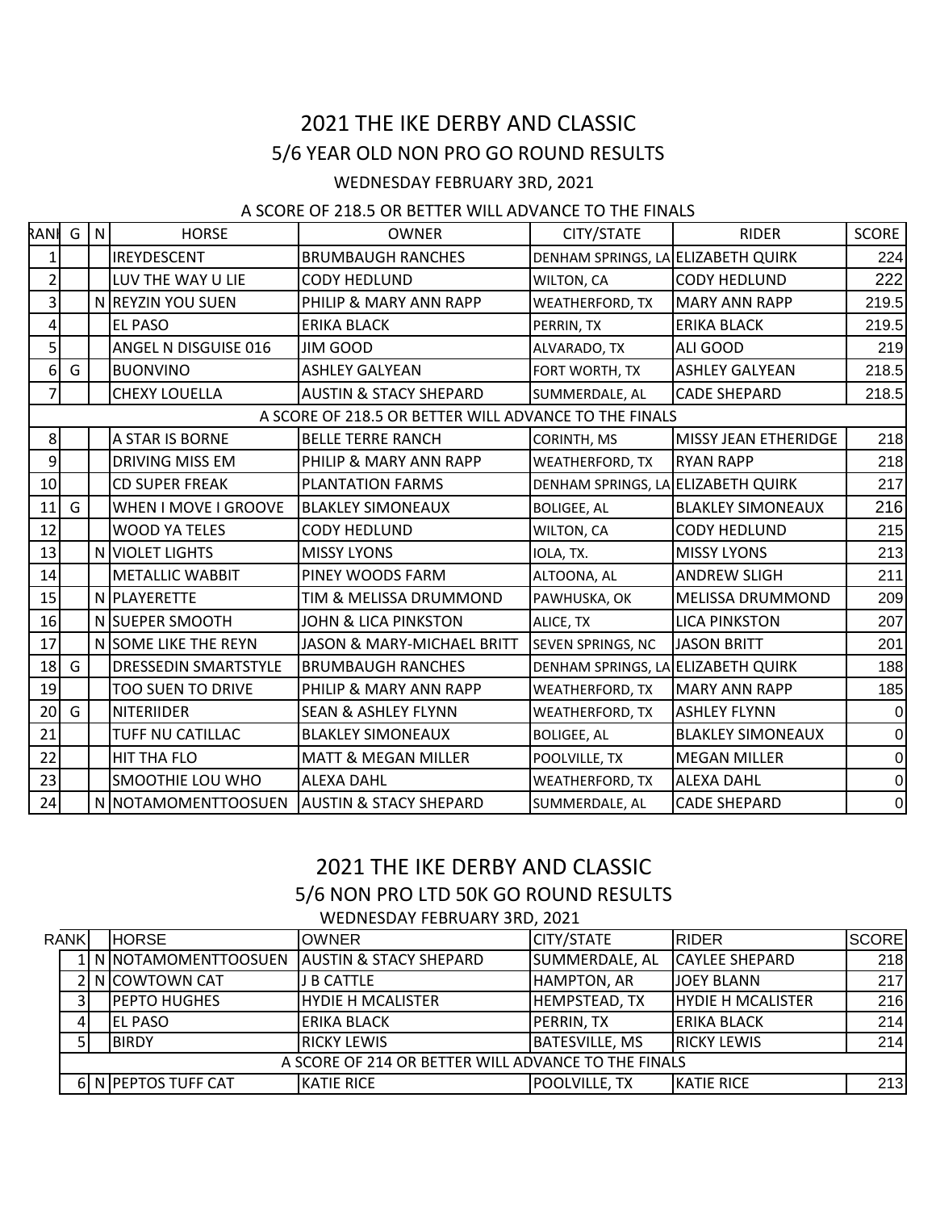# 2021 THE IKE DERBY AND CLASSIC

## 5/6 YEAR OLD NON PRO GO ROUND RESULTS

WEDNESDAY FEBRUARY 3RD, 2021

A SCORE OF 218.5 OR BETTER WILL ADVANCE TO THE FINALS

| RANK | G | N | HORSE | OWNER | CITY/STATE | RIDER | SCORE |
|---|---|---|---|---|---|---|---|
| 1 | | | IREYDESCENT | BRUMBAUGH RANCHES | DENHAM SPRINGS, LA | ELIZABETH QUIRK | 224 |
| 2 | | | LUV THE WAY U LIE | CODY HEDLUND | WILTON, CA | CODY HEDLUND | 222 |
| 3 | | N | REYZIN YOU SUEN | PHILIP & MARY ANN RAPP | WEATHERFORD, TX | MARY ANN RAPP | 219.5 |
| 4 | | | EL PASO | ERIKA BLACK | PERRIN, TX | ERIKA BLACK | 219.5 |
| 5 | | | ANGEL N DISGUISE 016 | JIM GOOD | ALVARADO, TX | ALI GOOD | 219 |
| 6 | G | | BUONVINO | ASHLEY GALYEAN | FORT WORTH, TX | ASHLEY GALYEAN | 218.5 |
| 7 | | | CHEXY LOUELLA | AUSTIN & STACY SHEPARD | SUMMERDALE, AL | CADE SHEPARD | 218.5 |
| | | | A SCORE OF 218.5 OR BETTER WILL ADVANCE TO THE FINALS | | | | |
| 8 | | | A STAR IS BORNE | BELLE TERRE RANCH | CORINTH, MS | MISSY JEAN ETHERIDGE | 218 |
| 9 | | | DRIVING MISS EM | PHILIP & MARY ANN RAPP | WEATHERFORD, TX | RYAN RAPP | 218 |
| 10 | | | CD SUPER FREAK | PLANTATION FARMS | DENHAM SPRINGS, LA | ELIZABETH QUIRK | 217 |
| 11 | G | | WHEN I MOVE I GROOVE | BLAKLEY SIMONEAUX | BOLIGEE, AL | BLAKLEY SIMONEAUX | 216 |
| 12 | | | WOOD YA TELES | CODY HEDLUND | WILTON, CA | CODY HEDLUND | 215 |
| 13 | | N | VIOLET LIGHTS | MISSY LYONS | IOLA, TX. | MISSY LYONS | 213 |
| 14 | | | METALLIC WABBIT | PINEY WOODS FARM | ALTOONA, AL | ANDREW SLIGH | 211 |
| 15 | | N | PLAYERETTE | TIM & MELISSA DRUMMOND | PAWHUSKA, OK | MELISSA DRUMMOND | 209 |
| 16 | | N | SUEPER SMOOTH | JOHN & LICA PINKSTON | ALICE, TX | LICA PINKSTON | 207 |
| 17 | | N | SOME LIKE THE REYN | JASON & MARY-MICHAEL BRITT | SEVEN SPRINGS, NC | JASON BRITT | 201 |
| 18 | G | | DRESSEDIN SMARTSTYLE | BRUMBAUGH RANCHES | DENHAM SPRINGS, LA | ELIZABETH QUIRK | 188 |
| 19 | | | TOO SUEN TO DRIVE | PHILIP & MARY ANN RAPP | WEATHERFORD, TX | MARY ANN RAPP | 185 |
| 20 | G | | NITERIIDER | SEAN & ASHLEY FLYNN | WEATHERFORD, TX | ASHLEY FLYNN | 0 |
| 21 | | | TUFF NU CATILLAC | BLAKLEY SIMONEAUX | BOLIGEE, AL | BLAKLEY SIMONEAUX | 0 |
| 22 | | | HIT THA FLO | MATT & MEGAN MILLER | POOLVILLE, TX | MEGAN MILLER | 0 |
| 23 | | | SMOOTHIE LOU WHO | ALEXA DAHL | WEATHERFORD, TX | ALEXA DAHL | 0 |
| 24 | | N | NOTAMOMENTTOOSUEN | AUSTIN & STACY SHEPARD | SUMMERDALE, AL | CADE SHEPARD | 0 |

# 2021 THE IKE DERBY AND CLASSIC

## 5/6 NON PRO LTD 50K GO ROUND RESULTS

WEDNESDAY FEBRUARY 3RD, 2021

| RANK | | HORSE | OWNER | CITY/STATE | RIDER | SCORE |
|---|---|---|---|---|---|---|
| 1 | N | NOTAMOMENTTOOSUEN | AUSTIN & STACY SHEPARD | SUMMERDALE, AL | CAYLEE SHEPARD | 218 |
| 2 | N | COWTOWN CAT | J B CATTLE | HAMPTON, AR | JOEY BLANN | 217 |
| 3 | | PEPTO HUGHES | HYDIE H MCALISTER | HEMPSTEAD, TX | HYDIE H MCALISTER | 216 |
| 4 | | EL PASO | ERIKA BLACK | PERRIN, TX | ERIKA BLACK | 214 |
| 5 | | BIRDY | RICKY LEWIS | BATESVILLE, MS | RICKY LEWIS | 214 |
| | | A SCORE OF 214 OR BETTER WILL ADVANCE TO THE FINALS | | | | |
| 6 | N | PEPTOS TUFF CAT | KATIE RICE | POOLVILLE, TX | KATIE RICE | 213 |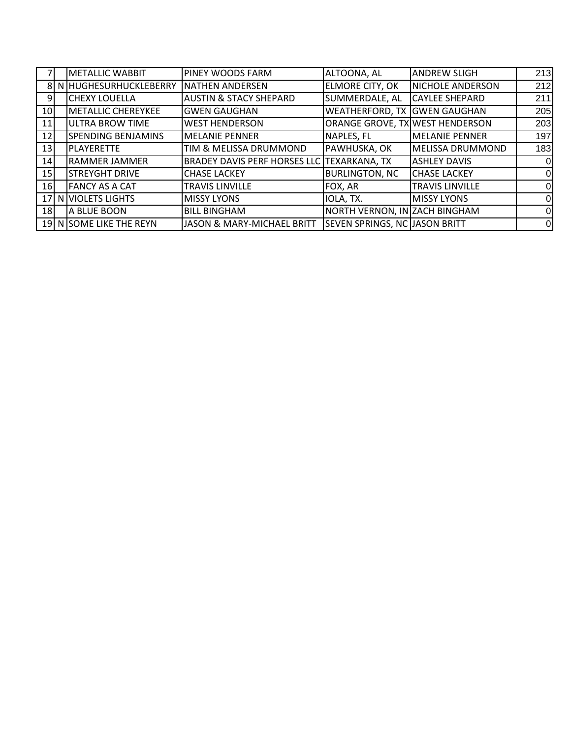| | | | | | | |
|---|---|---|---|---|---|---|
| 7 | | METALLIC WABBIT | PINEY WOODS FARM | ALTOONA, AL | ANDREW SLIGH | 213 |
| 8 | N | HUGHESURHUCKLEBERRY | NATHEN ANDERSEN | ELMORE CITY, OK | NICHOLE ANDERSON | 212 |
| 9 | | CHEXY LOUELLA | AUSTIN & STACY SHEPARD | SUMMERDALE, AL | CAYLEE SHEPARD | 211 |
| 10 | | METALLIC CHEREYKEE | GWEN GAUGHAN | WEATHERFORD, TX | GWEN GAUGHAN | 205 |
| 11 | | ULTRA BROW TIME | WEST HENDERSON | ORANGE GROVE, TX | WEST HENDERSON | 203 |
| 12 | | SPENDING BENJAMINS | MELANIE PENNER | NAPLES, FL | MELANIE PENNER | 197 |
| 13 | | PLAYERETTE | TIM & MELISSA DRUMMOND | PAWHUSKA, OK | MELISSA DRUMMOND | 183 |
| 14 | | RAMMER JAMMER | BRADEY DAVIS PERF HORSES LLC | TEXARKANA, TX | ASHLEY DAVIS | 0 |
| 15 | | STREYGHT DRIVE | CHASE LACKEY | BURLINGTON, NC | CHASE LACKEY | 0 |
| 16 | | FANCY AS A CAT | TRAVIS LINVILLE | FOX, AR | TRAVIS LINVILLE | 0 |
| 17 | N | VIOLETS LIGHTS | MISSY LYONS | IOLA, TX. | MISSY LYONS | 0 |
| 18 | | A BLUE BOON | BILL BINGHAM | NORTH VERNON, IN | ZACH BINGHAM | 0 |
| 19 | N | SOME LIKE THE REYN | JASON & MARY-MICHAEL BRITT | SEVEN SPRINGS, NC | JASON BRITT | 0 |